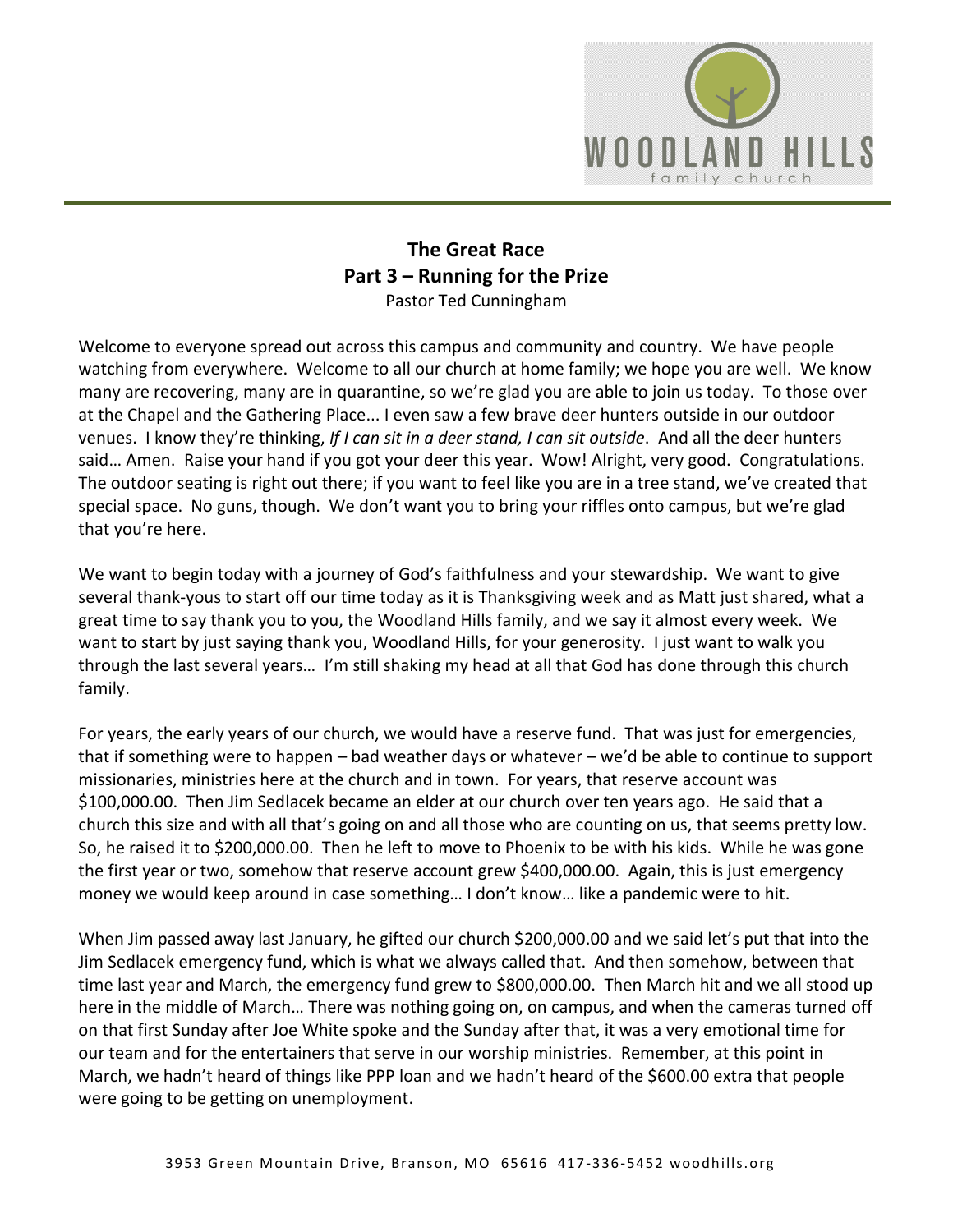# The Great Race
## Part 3 – Running for the Prize
Pastor Ted Cunningham

Welcome to everyone spread out across this campus and community and country. We have people watching from everywhere. Welcome to all our church at home family; we hope you are well. We know many are recovering, many are in quarantine, so we're glad you are able to join us today. To those over at the Chapel and the Gathering Place... I even saw a few brave deer hunters outside in our outdoor venues. I know they're thinking, *If I can sit in a deer stand, I can sit outside*. And all the deer hunters said… Amen. Raise your hand if you got your deer this year. Wow! Alright, very good. Congratulations. The outdoor seating is right out there; if you want to feel like you are in a tree stand, we've created that special space. No guns, though. We don't want you to bring your riffles onto campus, but we're glad that you're here.

We want to begin today with a journey of God's faithfulness and your stewardship. We want to give several thank-yous to start off our time today as it is Thanksgiving week and as Matt just shared, what a great time to say thank you to you, the Woodland Hills family, and we say it almost every week. We want to start by just saying thank you, Woodland Hills, for your generosity. I just want to walk you through the last several years… I'm still shaking my head at all that God has done through this church family.

For years, the early years of our church, we would have a reserve fund. That was just for emergencies, that if something were to happen – bad weather days or whatever – we'd be able to continue to support missionaries, ministries here at the church and in town. For years, that reserve account was $100,000.00. Then Jim Sedlacek became an elder at our church over ten years ago. He said that a church this size and with all that's going on and all those who are counting on us, that seems pretty low. So, he raised it to $200,000.00. Then he left to move to Phoenix to be with his kids. While he was gone the first year or two, somehow that reserve account grew $400,000.00. Again, this is just emergency money we would keep around in case something… I don't know… like a pandemic were to hit.

When Jim passed away last January, he gifted our church $200,000.00 and we said let's put that into the Jim Sedlacek emergency fund, which is what we always called that. And then somehow, between that time last year and March, the emergency fund grew to $800,000.00. Then March hit and we all stood up here in the middle of March… There was nothing going on, on campus, and when the cameras turned off on that first Sunday after Joe White spoke and the Sunday after that, it was a very emotional time for our team and for the entertainers that serve in our worship ministries. Remember, at this point in March, we hadn't heard of things like PPP loan and we hadn't heard of the $600.00 extra that people were going to be getting on unemployment.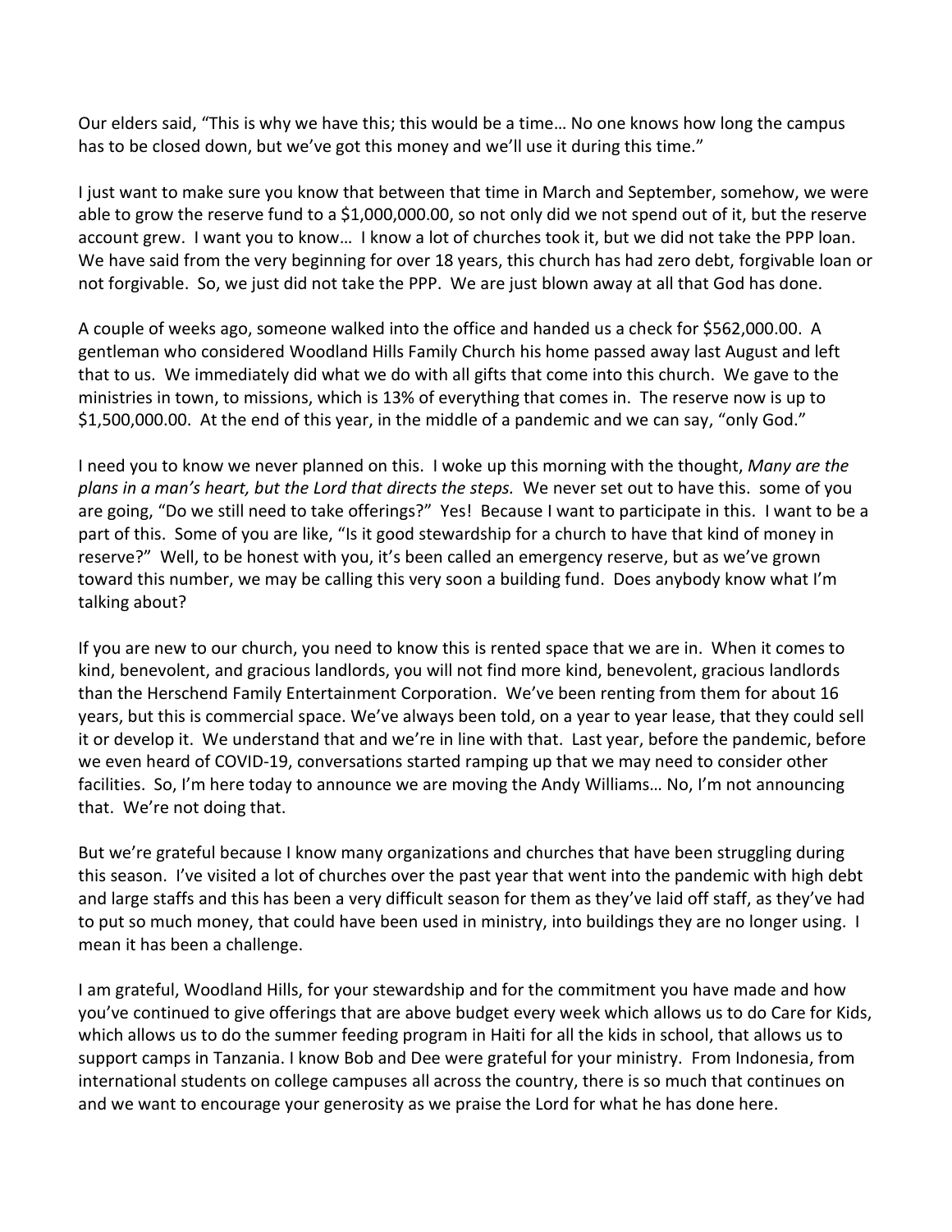Our elders said, "This is why we have this; this would be a time… No one knows how long the campus has to be closed down, but we've got this money and we'll use it during this time."

I just want to make sure you know that between that time in March and September, somehow, we were able to grow the reserve fund to a $1,000,000.00, so not only did we not spend out of it, but the reserve account grew. I want you to know… I know a lot of churches took it, but we did not take the PPP loan. We have said from the very beginning for over 18 years, this church has had zero debt, forgivable loan or not forgivable. So, we just did not take the PPP. We are just blown away at all that God has done.

A couple of weeks ago, someone walked into the office and handed us a check for $562,000.00. A gentleman who considered Woodland Hills Family Church his home passed away last August and left that to us. We immediately did what we do with all gifts that come into this church. We gave to the ministries in town, to missions, which is 13% of everything that comes in. The reserve now is up to $1,500,000.00. At the end of this year, in the middle of a pandemic and we can say, "only God."

I need you to know we never planned on this. I woke up this morning with the thought, *Many are the plans in a man's heart, but the Lord that directs the steps.* We never set out to have this. some of you are going, "Do we still need to take offerings?" Yes! Because I want to participate in this. I want to be a part of this. Some of you are like, "Is it good stewardship for a church to have that kind of money in reserve?" Well, to be honest with you, it's been called an emergency reserve, but as we've grown toward this number, we may be calling this very soon a building fund. Does anybody know what I'm talking about?

If you are new to our church, you need to know this is rented space that we are in. When it comes to kind, benevolent, and gracious landlords, you will not find more kind, benevolent, gracious landlords than the Herschend Family Entertainment Corporation. We've been renting from them for about 16 years, but this is commercial space. We've always been told, on a year to year lease, that they could sell it or develop it. We understand that and we're in line with that. Last year, before the pandemic, before we even heard of COVID-19, conversations started ramping up that we may need to consider other facilities. So, I'm here today to announce we are moving the Andy Williams… No, I'm not announcing that. We're not doing that.

But we're grateful because I know many organizations and churches that have been struggling during this season. I've visited a lot of churches over the past year that went into the pandemic with high debt and large staffs and this has been a very difficult season for them as they've laid off staff, as they've had to put so much money, that could have been used in ministry, into buildings they are no longer using. I mean it has been a challenge.

I am grateful, Woodland Hills, for your stewardship and for the commitment you have made and how you've continued to give offerings that are above budget every week which allows us to do Care for Kids, which allows us to do the summer feeding program in Haiti for all the kids in school, that allows us to support camps in Tanzania. I know Bob and Dee were grateful for your ministry. From Indonesia, from international students on college campuses all across the country, there is so much that continues on and we want to encourage your generosity as we praise the Lord for what he has done here.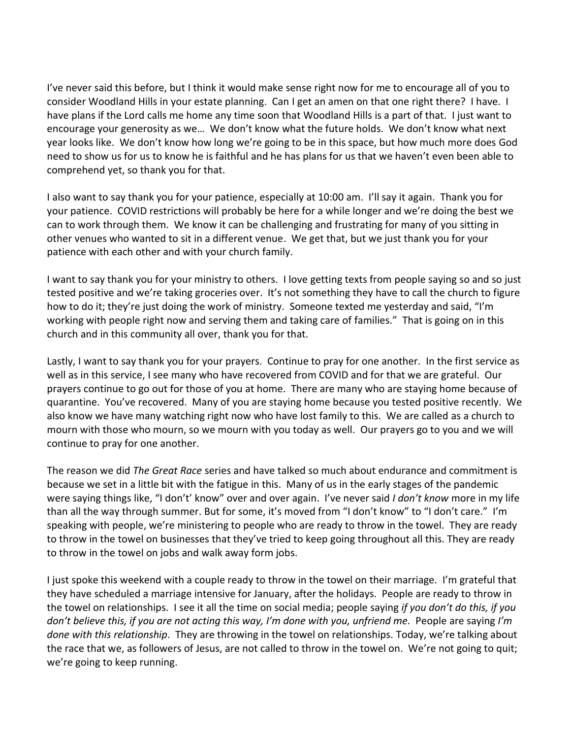I've never said this before, but I think it would make sense right now for me to encourage all of you to consider Woodland Hills in your estate planning. Can I get an amen on that one right there? I have. I have plans if the Lord calls me home any time soon that Woodland Hills is a part of that. I just want to encourage your generosity as we… We don't know what the future holds. We don't know what next year looks like. We don't know how long we're going to be in this space, but how much more does God need to show us for us to know he is faithful and he has plans for us that we haven't even been able to comprehend yet, so thank you for that.

I also want to say thank you for your patience, especially at 10:00 am. I'll say it again. Thank you for your patience. COVID restrictions will probably be here for a while longer and we're doing the best we can to work through them. We know it can be challenging and frustrating for many of you sitting in other venues who wanted to sit in a different venue. We get that, but we just thank you for your patience with each other and with your church family.

I want to say thank you for your ministry to others. I love getting texts from people saying so and so just tested positive and we're taking groceries over. It's not something they have to call the church to figure how to do it; they're just doing the work of ministry. Someone texted me yesterday and said, "I'm working with people right now and serving them and taking care of families." That is going on in this church and in this community all over, thank you for that.

Lastly, I want to say thank you for your prayers. Continue to pray for one another. In the first service as well as in this service, I see many who have recovered from COVID and for that we are grateful. Our prayers continue to go out for those of you at home. There are many who are staying home because of quarantine. You've recovered. Many of you are staying home because you tested positive recently. We also know we have many watching right now who have lost family to this. We are called as a church to mourn with those who mourn, so we mourn with you today as well. Our prayers go to you and we will continue to pray for one another.

The reason we did *The Great Race* series and have talked so much about endurance and commitment is because we set in a little bit with the fatigue in this. Many of us in the early stages of the pandemic were saying things like, "I don't' know" over and over again. I've never said *I don't know* more in my life than all the way through summer. But for some, it's moved from "I don't know" to "I don't care." I'm speaking with people, we're ministering to people who are ready to throw in the towel. They are ready to throw in the towel on businesses that they've tried to keep going throughout all this. They are ready to throw in the towel on jobs and walk away form jobs.

I just spoke this weekend with a couple ready to throw in the towel on their marriage. I'm grateful that they have scheduled a marriage intensive for January, after the holidays. People are ready to throw in the towel on relationships. I see it all the time on social media; people saying *if you don't do this, if you don't believe this, if you are not acting this way, I'm done with you, unfriend me.* People are saying *I'm done with this relationship*. They are throwing in the towel on relationships. Today, we're talking about the race that we, as followers of Jesus, are not called to throw in the towel on. We're not going to quit; we're going to keep running.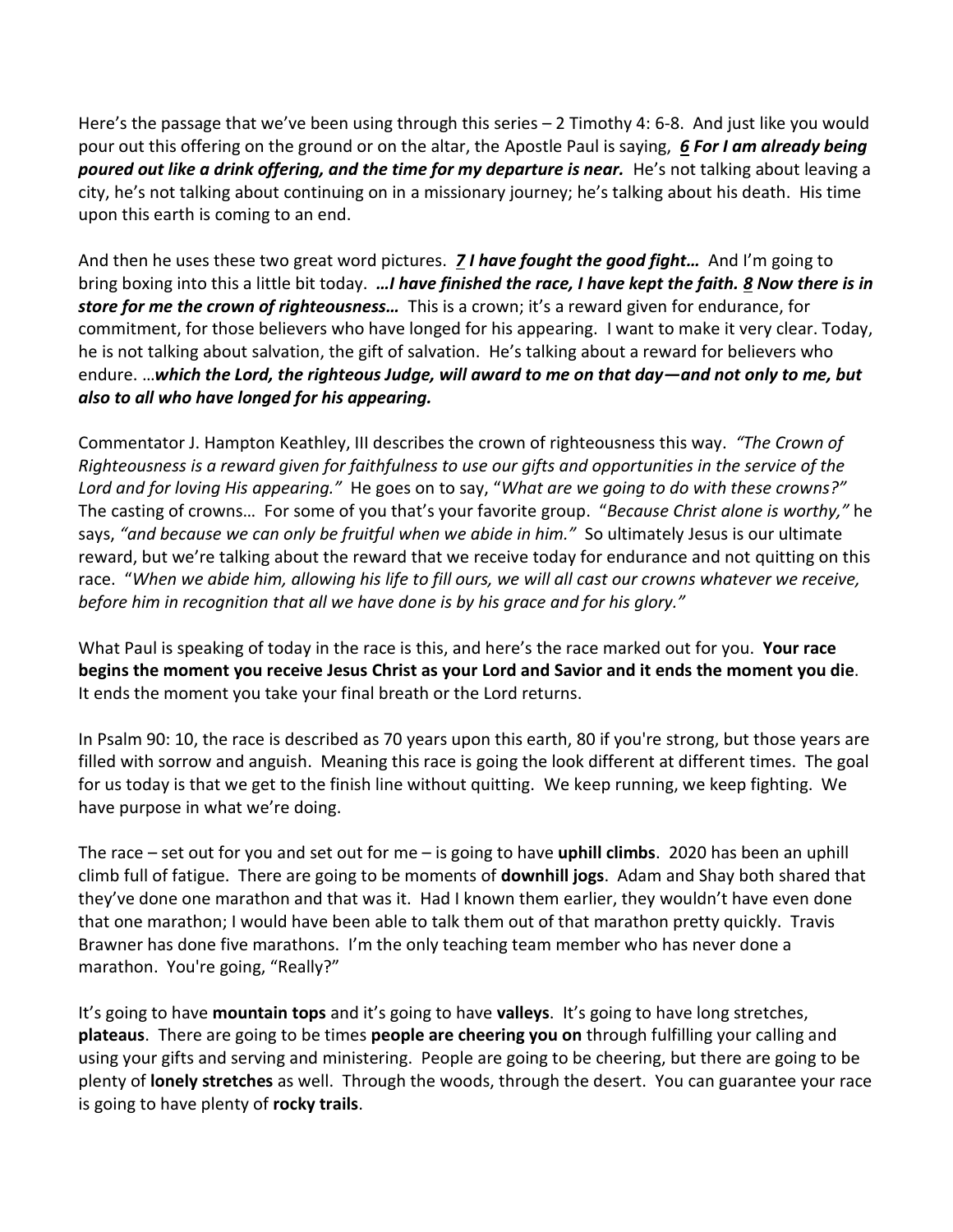Here's the passage that we've been using through this series – 2 Timothy 4: 6-8. And just like you would pour out this offering on the ground or on the altar, the Apostle Paul is saying, ***6 For I am already being poured out like a drink offering, and the time for my departure is near.*** He's not talking about leaving a city, he's not talking about continuing on in a missionary journey; he's talking about his death. His time upon this earth is coming to an end.

And then he uses these two great word pictures. ***7 I have fought the good fight…*** And I'm going to bring boxing into this a little bit today. ***…I have finished the race, I have kept the faith. 8 Now there is in store for me the crown of righteousness…*** This is a crown; it's a reward given for endurance, for commitment, for those believers who have longed for his appearing. I want to make it very clear. Today, he is not talking about salvation, the gift of salvation. He's talking about a reward for believers who endure. …***which the Lord, the righteous Judge, will award to me on that day—and not only to me, but also to all who have longed for his appearing.***

Commentator J. Hampton Keathley, III describes the crown of righteousness this way. *"The Crown of Righteousness is a reward given for faithfulness to use our gifts and opportunities in the service of the Lord and for loving His appearing."* He goes on to say, "*What are we going to do with these crowns?"* The casting of crowns… For some of you that's your favorite group. "*Because Christ alone is worthy,"* he says, *"and because we can only be fruitful when we abide in him."* So ultimately Jesus is our ultimate reward, but we're talking about the reward that we receive today for endurance and not quitting on this race. "*When we abide him, allowing his life to fill ours, we will all cast our crowns whatever we receive, before him in recognition that all we have done is by his grace and for his glory."*

What Paul is speaking of today in the race is this, and here's the race marked out for you. **Your race begins the moment you receive Jesus Christ as your Lord and Savior and it ends the moment you die**. It ends the moment you take your final breath or the Lord returns.

In Psalm 90: 10, the race is described as 70 years upon this earth, 80 if you're strong, but those years are filled with sorrow and anguish. Meaning this race is going the look different at different times. The goal for us today is that we get to the finish line without quitting. We keep running, we keep fighting. We have purpose in what we're doing.

The race – set out for you and set out for me – is going to have **uphill climbs**. 2020 has been an uphill climb full of fatigue. There are going to be moments of **downhill jogs**. Adam and Shay both shared that they've done one marathon and that was it. Had I known them earlier, they wouldn't have even done that one marathon; I would have been able to talk them out of that marathon pretty quickly. Travis Brawner has done five marathons. I'm the only teaching team member who has never done a marathon. You're going, "Really?"

It's going to have **mountain tops** and it's going to have **valleys**. It's going to have long stretches, **plateaus**. There are going to be times **people are cheering you on** through fulfilling your calling and using your gifts and serving and ministering. People are going to be cheering, but there are going to be plenty of **lonely stretches** as well. Through the woods, through the desert. You can guarantee your race is going to have plenty of **rocky trails**.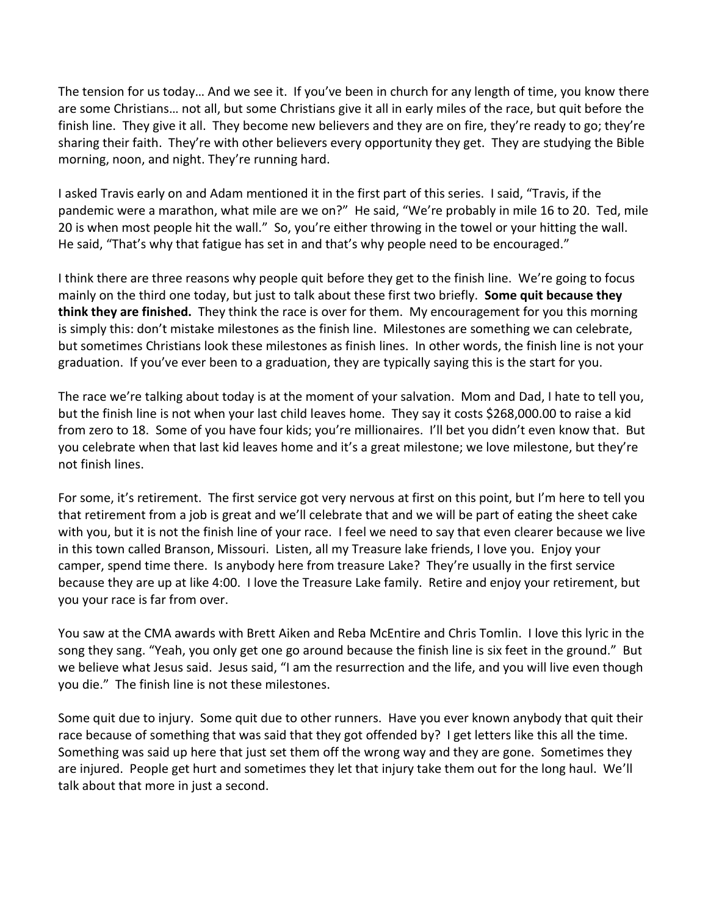The tension for us today… And we see it. If you've been in church for any length of time, you know there are some Christians… not all, but some Christians give it all in early miles of the race, but quit before the finish line. They give it all. They become new believers and they are on fire, they're ready to go; they're sharing their faith. They're with other believers every opportunity they get. They are studying the Bible morning, noon, and night. They're running hard.

I asked Travis early on and Adam mentioned it in the first part of this series. I said, "Travis, if the pandemic were a marathon, what mile are we on?" He said, "We're probably in mile 16 to 20. Ted, mile 20 is when most people hit the wall." So, you're either throwing in the towel or your hitting the wall. He said, "That's why that fatigue has set in and that's why people need to be encouraged."

I think there are three reasons why people quit before they get to the finish line. We're going to focus mainly on the third one today, but just to talk about these first two briefly. **Some quit because they think they are finished.** They think the race is over for them. My encouragement for you this morning is simply this: don't mistake milestones as the finish line. Milestones are something we can celebrate, but sometimes Christians look these milestones as finish lines. In other words, the finish line is not your graduation. If you've ever been to a graduation, they are typically saying this is the start for you.

The race we're talking about today is at the moment of your salvation. Mom and Dad, I hate to tell you, but the finish line is not when your last child leaves home. They say it costs $268,000.00 to raise a kid from zero to 18. Some of you have four kids; you're millionaires. I'll bet you didn't even know that. But you celebrate when that last kid leaves home and it's a great milestone; we love milestone, but they're not finish lines.

For some, it's retirement. The first service got very nervous at first on this point, but I'm here to tell you that retirement from a job is great and we'll celebrate that and we will be part of eating the sheet cake with you, but it is not the finish line of your race. I feel we need to say that even clearer because we live in this town called Branson, Missouri. Listen, all my Treasure lake friends, I love you. Enjoy your camper, spend time there. Is anybody here from treasure Lake? They're usually in the first service because they are up at like 4:00. I love the Treasure Lake family. Retire and enjoy your retirement, but you your race is far from over.

You saw at the CMA awards with Brett Aiken and Reba McEntire and Chris Tomlin. I love this lyric in the song they sang. "Yeah, you only get one go around because the finish line is six feet in the ground." But we believe what Jesus said. Jesus said, "I am the resurrection and the life, and you will live even though you die." The finish line is not these milestones.

Some quit due to injury. Some quit due to other runners. Have you ever known anybody that quit their race because of something that was said that they got offended by? I get letters like this all the time. Something was said up here that just set them off the wrong way and they are gone. Sometimes they are injured. People get hurt and sometimes they let that injury take them out for the long haul. We'll talk about that more in just a second.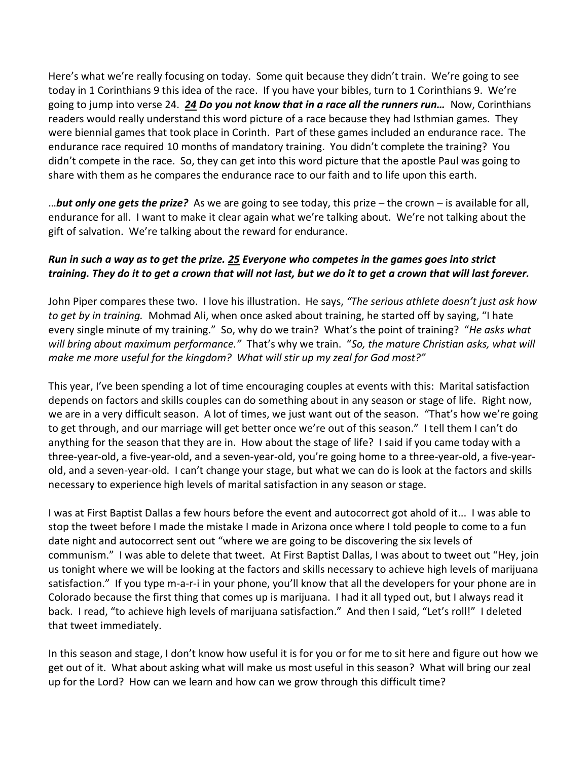Here's what we're really focusing on today. Some quit because they didn't train. We're going to see today in 1 Corinthians 9 this idea of the race. If you have your bibles, turn to 1 Corinthians 9. We're going to jump into verse 24. ***<u>24</u> Do you not know that in a race all the runners run…*** Now, Corinthians readers would really understand this word picture of a race because they had Isthmian games. They were biennial games that took place in Corinth. Part of these games included an endurance race. The endurance race required 10 months of mandatory training. You didn't complete the training? You didn't compete in the race. So, they can get into this word picture that the apostle Paul was going to share with them as he compares the endurance race to our faith and to life upon this earth.

…***but only one gets the prize?*** As we are going to see today, this prize – the crown – is available for all, endurance for all. I want to make it clear again what we're talking about. We're not talking about the gift of salvation. We're talking about the reward for endurance.

***Run in such a way as to get the prize. <u>25</u> Everyone who competes in the games goes into strict training. They do it to get a crown that will not last, but we do it to get a crown that will last forever.***

John Piper compares these two. I love his illustration. He says, *"The serious athlete doesn't just ask how to get by in training.* Mohmad Ali, when once asked about training, he started off by saying, "I hate every single minute of my training." So, why do we train? What's the point of training? "*He asks what will bring about maximum performance."* That's why we train. "*So, the mature Christian asks, what will make me more useful for the kingdom? What will stir up my zeal for God most?"*

This year, I've been spending a lot of time encouraging couples at events with this: Marital satisfaction depends on factors and skills couples can do something about in any season or stage of life. Right now, we are in a very difficult season. A lot of times, we just want out of the season. "That's how we're going to get through, and our marriage will get better once we're out of this season." I tell them I can't do anything for the season that they are in. How about the stage of life? I said if you came today with a three-year-old, a five-year-old, and a seven-year-old, you're going home to a three-year-old, a five-year-old, and a seven-year-old. I can't change your stage, but what we can do is look at the factors and skills necessary to experience high levels of marital satisfaction in any season or stage.

I was at First Baptist Dallas a few hours before the event and autocorrect got ahold of it... I was able to stop the tweet before I made the mistake I made in Arizona once where I told people to come to a fun date night and autocorrect sent out "where we are going to be discovering the six levels of communism." I was able to delete that tweet. At First Baptist Dallas, I was about to tweet out "Hey, join us tonight where we will be looking at the factors and skills necessary to achieve high levels of marijuana satisfaction." If you type m-a-r-i in your phone, you'll know that all the developers for your phone are in Colorado because the first thing that comes up is marijuana. I had it all typed out, but I always read it back. I read, "to achieve high levels of marijuana satisfaction." And then I said, "Let's roll!" I deleted that tweet immediately.

In this season and stage, I don't know how useful it is for you or for me to sit here and figure out how we get out of it. What about asking what will make us most useful in this season? What will bring our zeal up for the Lord? How can we learn and how can we grow through this difficult time?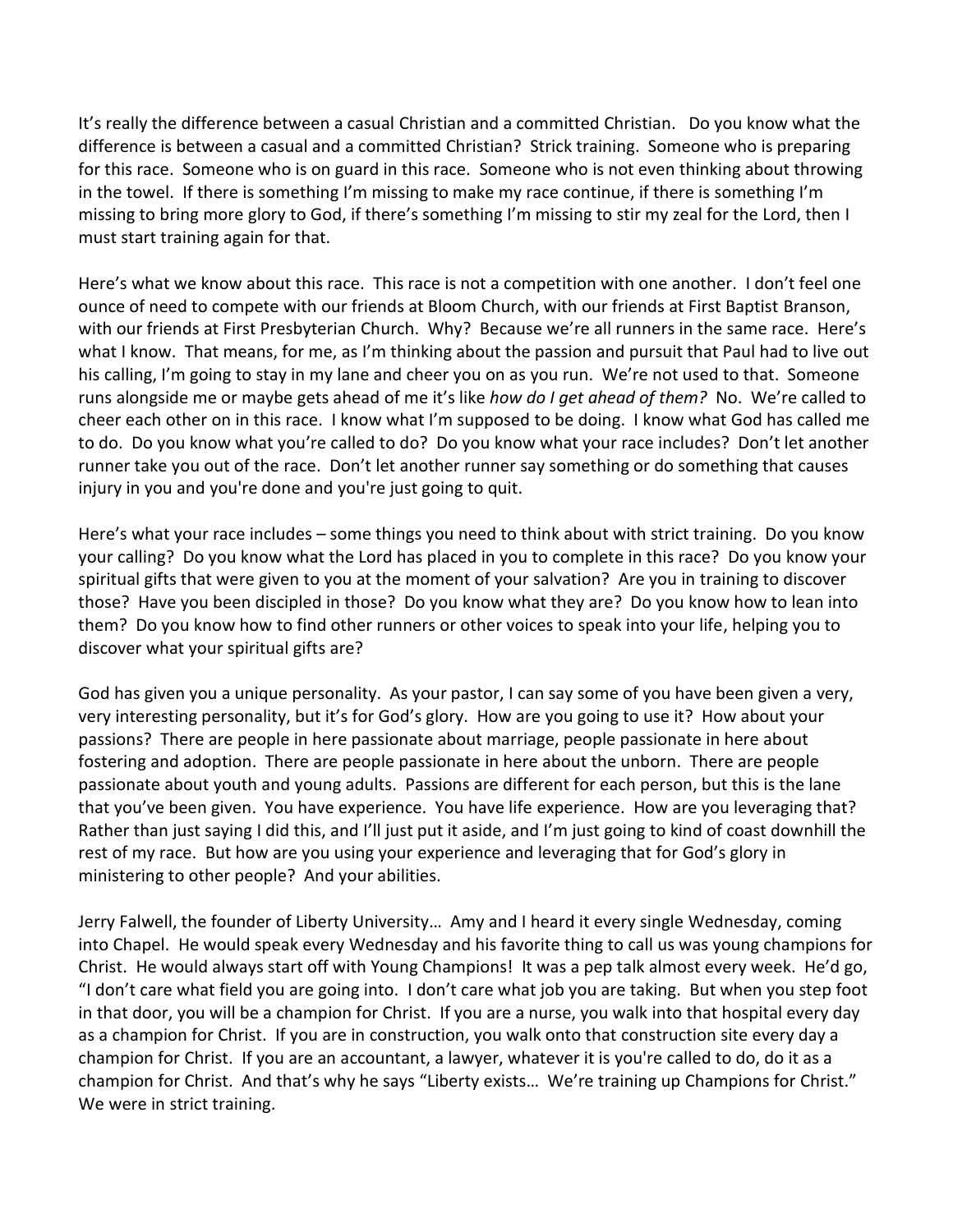It's really the difference between a casual Christian and a committed Christian. Do you know what the difference is between a casual and a committed Christian? Strick training. Someone who is preparing for this race. Someone who is on guard in this race. Someone who is not even thinking about throwing in the towel. If there is something I'm missing to make my race continue, if there is something I'm missing to bring more glory to God, if there's something I'm missing to stir my zeal for the Lord, then I must start training again for that.

Here's what we know about this race. This race is not a competition with one another. I don't feel one ounce of need to compete with our friends at Bloom Church, with our friends at First Baptist Branson, with our friends at First Presbyterian Church. Why? Because we're all runners in the same race. Here's what I know. That means, for me, as I'm thinking about the passion and pursuit that Paul had to live out his calling, I'm going to stay in my lane and cheer you on as you run. We're not used to that. Someone runs alongside me or maybe gets ahead of me it's like *how do I get ahead of them?* No. We're called to cheer each other on in this race. I know what I'm supposed to be doing. I know what God has called me to do. Do you know what you're called to do? Do you know what your race includes? Don't let another runner take you out of the race. Don't let another runner say something or do something that causes injury in you and you're done and you're just going to quit.

Here's what your race includes – some things you need to think about with strict training. Do you know your calling? Do you know what the Lord has placed in you to complete in this race? Do you know your spiritual gifts that were given to you at the moment of your salvation? Are you in training to discover those? Have you been discipled in those? Do you know what they are? Do you know how to lean into them? Do you know how to find other runners or other voices to speak into your life, helping you to discover what your spiritual gifts are?

God has given you a unique personality. As your pastor, I can say some of you have been given a very, very interesting personality, but it's for God's glory. How are you going to use it? How about your passions? There are people in here passionate about marriage, people passionate in here about fostering and adoption. There are people passionate in here about the unborn. There are people passionate about youth and young adults. Passions are different for each person, but this is the lane that you've been given. You have experience. You have life experience. How are you leveraging that? Rather than just saying I did this, and I'll just put it aside, and I'm just going to kind of coast downhill the rest of my race. But how are you using your experience and leveraging that for God's glory in ministering to other people? And your abilities.

Jerry Falwell, the founder of Liberty University… Amy and I heard it every single Wednesday, coming into Chapel. He would speak every Wednesday and his favorite thing to call us was young champions for Christ. He would always start off with Young Champions! It was a pep talk almost every week. He'd go, "I don't care what field you are going into. I don't care what job you are taking. But when you step foot in that door, you will be a champion for Christ. If you are a nurse, you walk into that hospital every day as a champion for Christ. If you are in construction, you walk onto that construction site every day a champion for Christ. If you are an accountant, a lawyer, whatever it is you're called to do, do it as a champion for Christ. And that's why he says "Liberty exists… We're training up Champions for Christ." We were in strict training.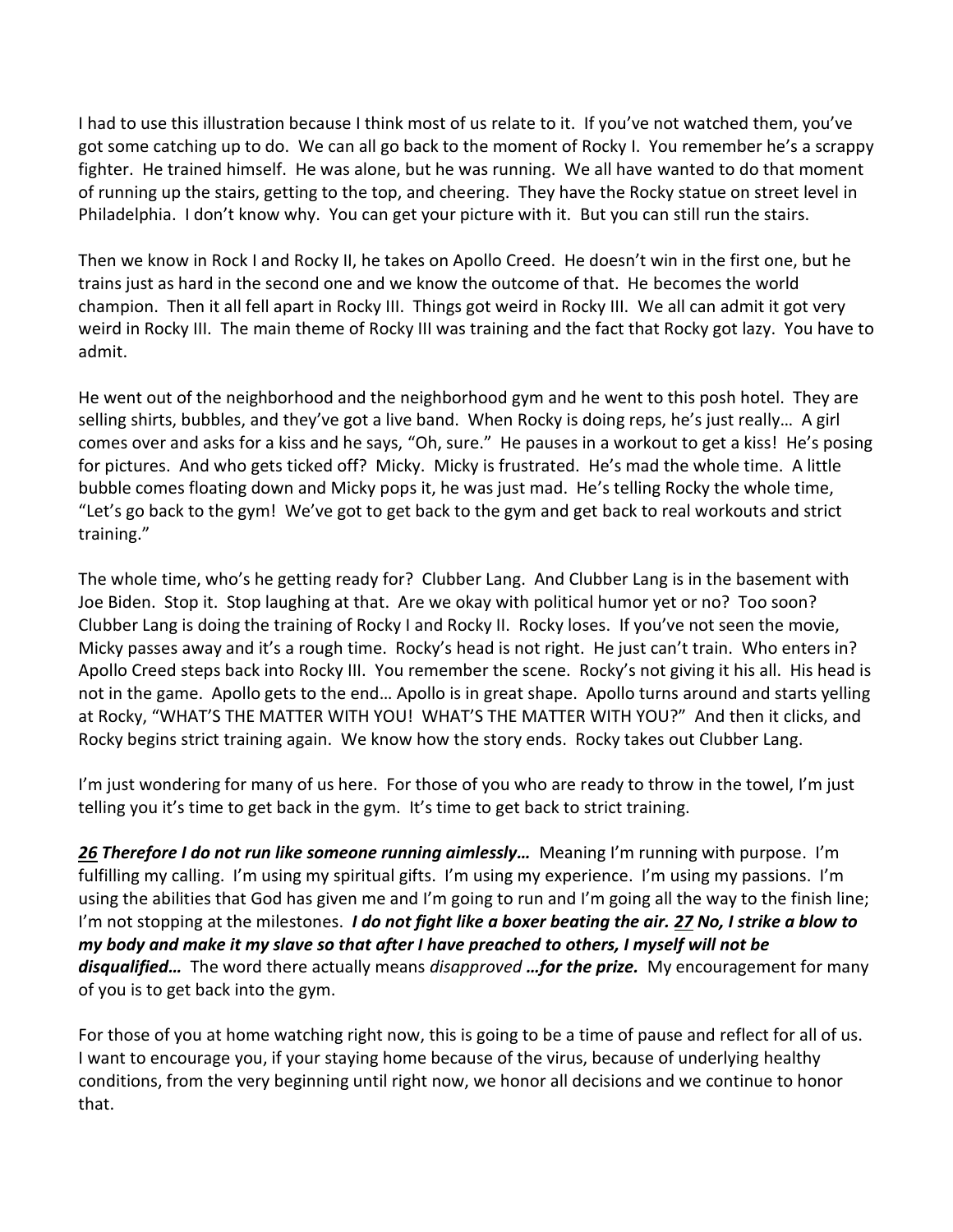I had to use this illustration because I think most of us relate to it. If you've not watched them, you've got some catching up to do. We can all go back to the moment of Rocky I. You remember he's a scrappy fighter. He trained himself. He was alone, but he was running. We all have wanted to do that moment of running up the stairs, getting to the top, and cheering. They have the Rocky statue on street level in Philadelphia. I don't know why. You can get your picture with it. But you can still run the stairs.

Then we know in Rock I and Rocky II, he takes on Apollo Creed. He doesn't win in the first one, but he trains just as hard in the second one and we know the outcome of that. He becomes the world champion. Then it all fell apart in Rocky III. Things got weird in Rocky III. We all can admit it got very weird in Rocky III. The main theme of Rocky III was training and the fact that Rocky got lazy. You have to admit.

He went out of the neighborhood and the neighborhood gym and he went to this posh hotel. They are selling shirts, bubbles, and they've got a live band. When Rocky is doing reps, he's just really… A girl comes over and asks for a kiss and he says, "Oh, sure." He pauses in a workout to get a kiss! He's posing for pictures. And who gets ticked off? Micky. Micky is frustrated. He's mad the whole time. A little bubble comes floating down and Micky pops it, he was just mad. He's telling Rocky the whole time, "Let's go back to the gym! We've got to get back to the gym and get back to real workouts and strict training."

The whole time, who's he getting ready for? Clubber Lang. And Clubber Lang is in the basement with Joe Biden. Stop it. Stop laughing at that. Are we okay with political humor yet or no? Too soon? Clubber Lang is doing the training of Rocky I and Rocky II. Rocky loses. If you've not seen the movie, Micky passes away and it's a rough time. Rocky's head is not right. He just can't train. Who enters in? Apollo Creed steps back into Rocky III. You remember the scene. Rocky's not giving it his all. His head is not in the game. Apollo gets to the end… Apollo is in great shape. Apollo turns around and starts yelling at Rocky, "WHAT'S THE MATTER WITH YOU! WHAT'S THE MATTER WITH YOU?" And then it clicks, and Rocky begins strict training again. We know how the story ends. Rocky takes out Clubber Lang.

I'm just wondering for many of us here. For those of you who are ready to throw in the towel, I'm just telling you it's time to get back in the gym. It's time to get back to strict training.

***26** **Therefore I do not run like someone running aimlessly…*** Meaning I'm running with purpose. I'm fulfilling my calling. I'm using my spiritual gifts. I'm using my experience. I'm using my passions. I'm using the abilities that God has given me and I'm going to run and I'm going all the way to the finish line; I'm not stopping at the milestones. ***I do not fight like a boxer beating the air. 27 No, I strike a blow to my body and make it my slave so that after I have preached to others, I myself will not be disqualified…*** The word there actually means *disapproved* ***…for the prize.*** My encouragement for many of you is to get back into the gym.

For those of you at home watching right now, this is going to be a time of pause and reflect for all of us. I want to encourage you, if your staying home because of the virus, because of underlying healthy conditions, from the very beginning until right now, we honor all decisions and we continue to honor that.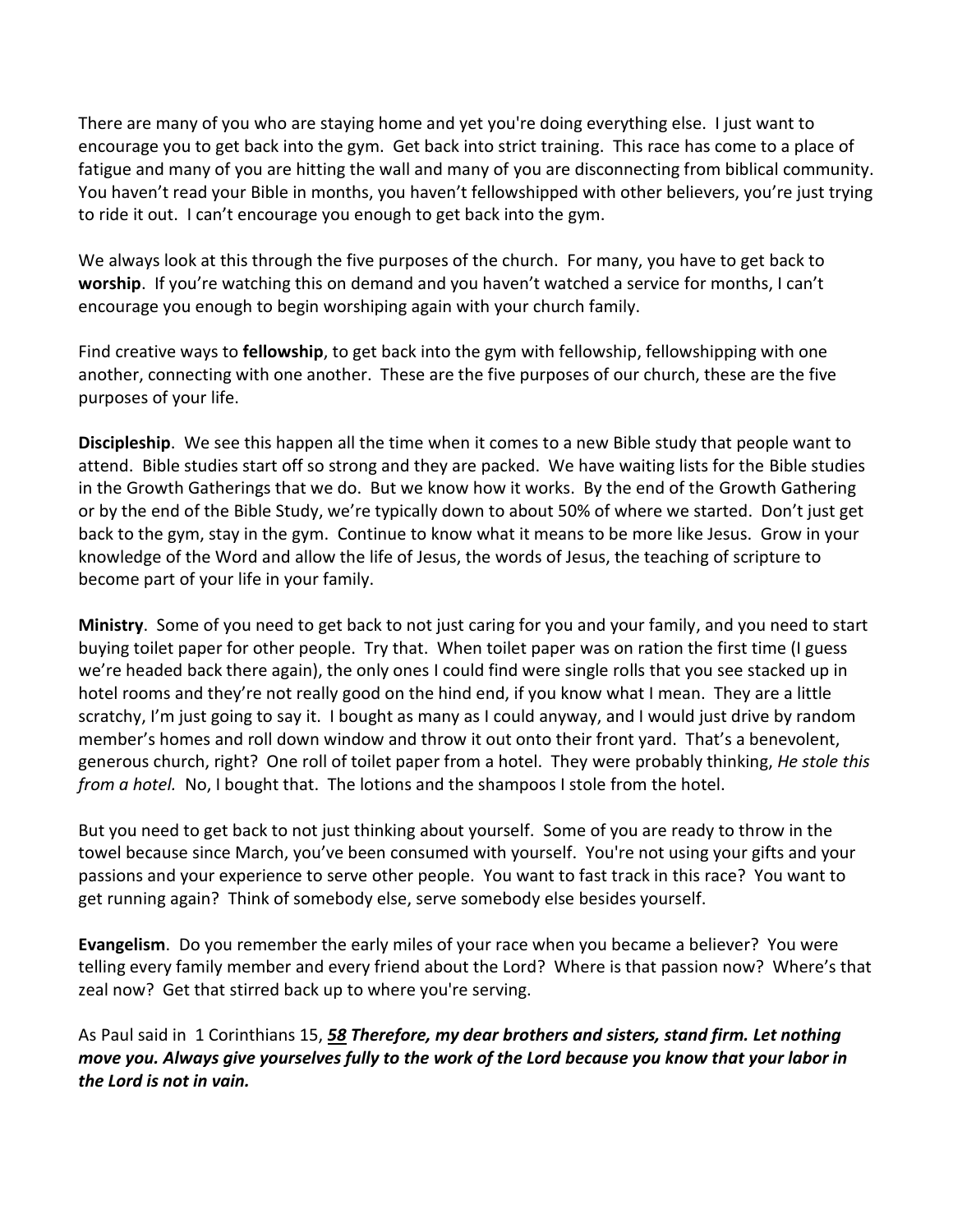There are many of you who are staying home and yet you're doing everything else. I just want to encourage you to get back into the gym. Get back into strict training. This race has come to a place of fatigue and many of you are hitting the wall and many of you are disconnecting from biblical community. You haven't read your Bible in months, you haven't fellowshipped with other believers, you're just trying to ride it out. I can't encourage you enough to get back into the gym.

We always look at this through the five purposes of the church. For many, you have to get back to **worship**. If you're watching this on demand and you haven't watched a service for months, I can't encourage you enough to begin worshiping again with your church family.

Find creative ways to **fellowship**, to get back into the gym with fellowship, fellowshipping with one another, connecting with one another. These are the five purposes of our church, these are the five purposes of your life.

**Discipleship**. We see this happen all the time when it comes to a new Bible study that people want to attend. Bible studies start off so strong and they are packed. We have waiting lists for the Bible studies in the Growth Gatherings that we do. But we know how it works. By the end of the Growth Gathering or by the end of the Bible Study, we're typically down to about 50% of where we started. Don't just get back to the gym, stay in the gym. Continue to know what it means to be more like Jesus. Grow in your knowledge of the Word and allow the life of Jesus, the words of Jesus, the teaching of scripture to become part of your life in your family.

**Ministry**. Some of you need to get back to not just caring for you and your family, and you need to start buying toilet paper for other people. Try that. When toilet paper was on ration the first time (I guess we're headed back there again), the only ones I could find were single rolls that you see stacked up in hotel rooms and they're not really good on the hind end, if you know what I mean. They are a little scratchy, I'm just going to say it. I bought as many as I could anyway, and I would just drive by random member's homes and roll down window and throw it out onto their front yard. That's a benevolent, generous church, right? One roll of toilet paper from a hotel. They were probably thinking, *He stole this from a hotel.* No, I bought that. The lotions and the shampoos I stole from the hotel.

But you need to get back to not just thinking about yourself. Some of you are ready to throw in the towel because since March, you've been consumed with yourself. You're not using your gifts and your passions and your experience to serve other people. You want to fast track in this race? You want to get running again? Think of somebody else, serve somebody else besides yourself.

**Evangelism**. Do you remember the early miles of your race when you became a believer? You were telling every family member and every friend about the Lord? Where is that passion now? Where's that zeal now? Get that stirred back up to where you're serving.

As Paul said in 1 Corinthians 15, ***58*** ***Therefore, my dear brothers and sisters, stand firm. Let nothing move you. Always give yourselves fully to the work of the Lord because you know that your labor in the Lord is not in vain.***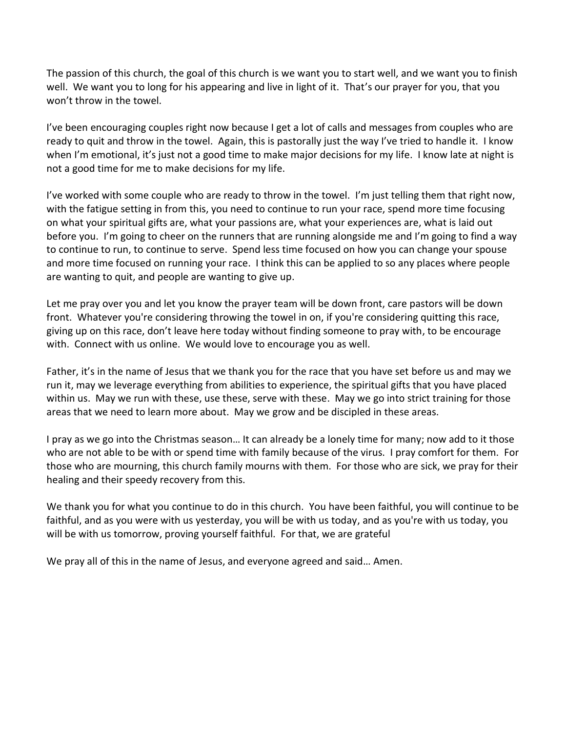The passion of this church, the goal of this church is we want you to start well, and we want you to finish well. We want you to long for his appearing and live in light of it. That's our prayer for you, that you won't throw in the towel.

I've been encouraging couples right now because I get a lot of calls and messages from couples who are ready to quit and throw in the towel. Again, this is pastorally just the way I've tried to handle it. I know when I'm emotional, it's just not a good time to make major decisions for my life. I know late at night is not a good time for me to make decisions for my life.

I've worked with some couple who are ready to throw in the towel. I'm just telling them that right now, with the fatigue setting in from this, you need to continue to run your race, spend more time focusing on what your spiritual gifts are, what your passions are, what your experiences are, what is laid out before you. I'm going to cheer on the runners that are running alongside me and I'm going to find a way to continue to run, to continue to serve. Spend less time focused on how you can change your spouse and more time focused on running your race. I think this can be applied to so any places where people are wanting to quit, and people are wanting to give up.

Let me pray over you and let you know the prayer team will be down front, care pastors will be down front. Whatever you're considering throwing the towel in on, if you're considering quitting this race, giving up on this race, don't leave here today without finding someone to pray with, to be encourage with. Connect with us online. We would love to encourage you as well.

Father, it's in the name of Jesus that we thank you for the race that you have set before us and may we run it, may we leverage everything from abilities to experience, the spiritual gifts that you have placed within us. May we run with these, use these, serve with these. May we go into strict training for those areas that we need to learn more about. May we grow and be discipled in these areas.

I pray as we go into the Christmas season… It can already be a lonely time for many; now add to it those who are not able to be with or spend time with family because of the virus. I pray comfort for them. For those who are mourning, this church family mourns with them. For those who are sick, we pray for their healing and their speedy recovery from this.

We thank you for what you continue to do in this church. You have been faithful, you will continue to be faithful, and as you were with us yesterday, you will be with us today, and as you're with us today, you will be with us tomorrow, proving yourself faithful. For that, we are grateful

We pray all of this in the name of Jesus, and everyone agreed and said… Amen.